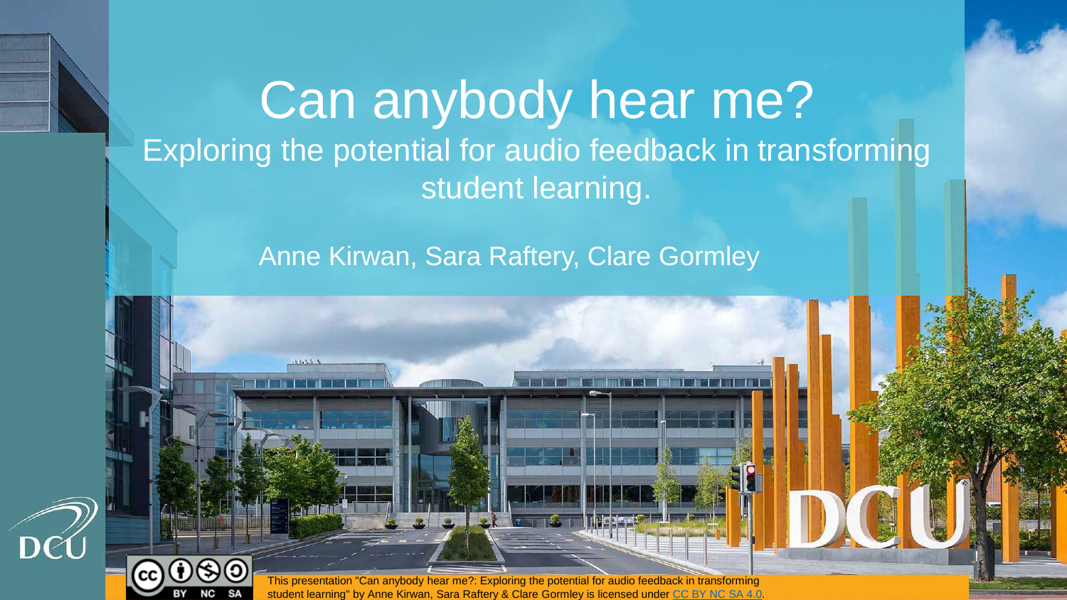# Can anybody hear me?

## Exploring the potential for audio feedback in transforming student learning.

Anne Kirwan, Sara Raftery, Clare Gormley

This presentation "Can anybody hear me?: Exploring the potential for audio feedback in transforming student learning" by Anne Kirwan, Sara Raftery & Clare Gormley is licensed under CC BY NC SA 4.0.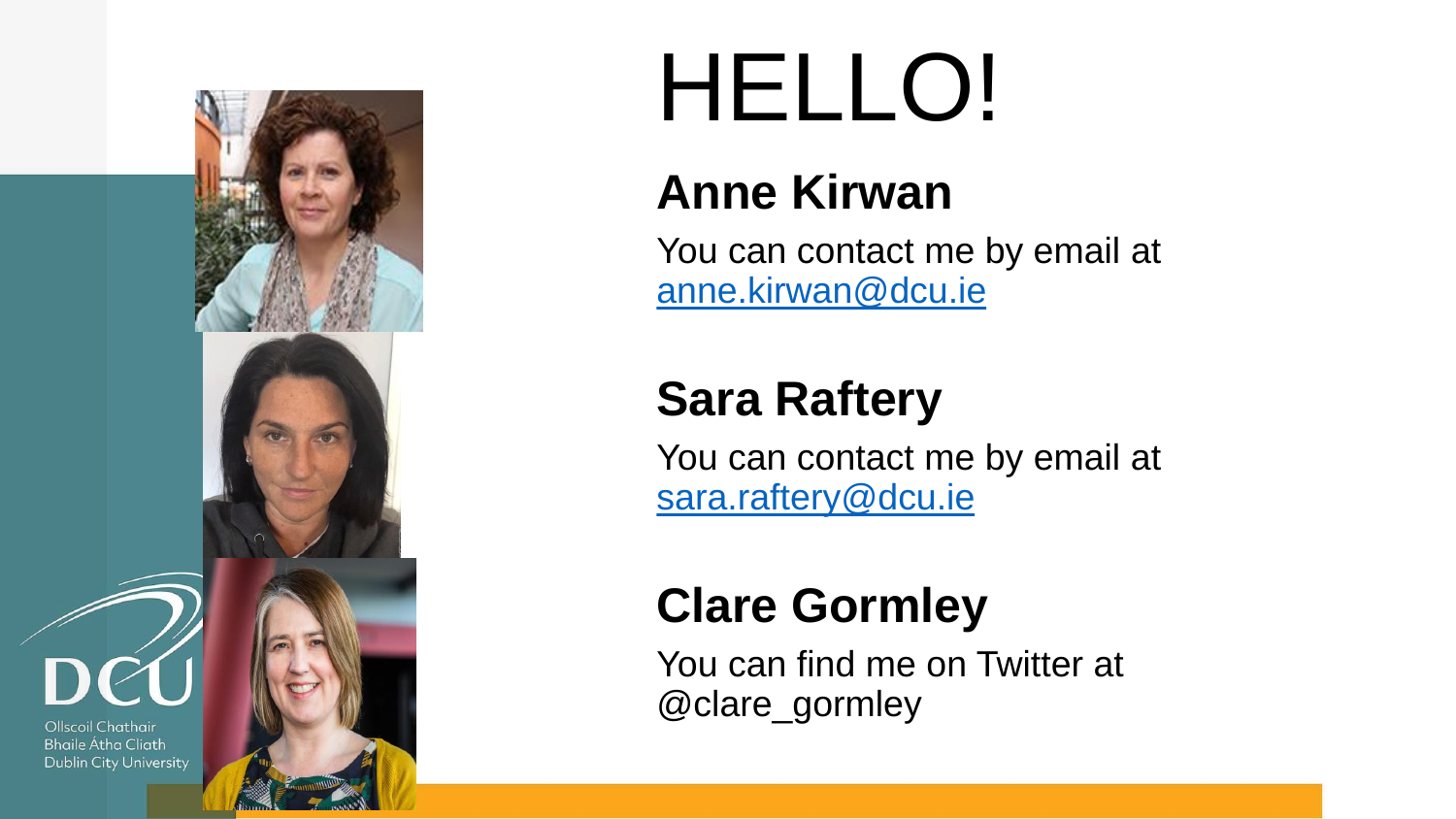# HELLO!

## Anne Kirwan

You can contact me by email at [anne.kirwan@dcu.ie](mailto:anne.kirwan@dcu.ie)

## Sara Raftery

You can contact me by email at [sara.raftery@dcu.ie](mailto:sara.raftery@dcu.ie)

## Clare Gormley

You can find me on Twitter at @clare_gormley

DCU
Ollscoil Chathair Bhaile Átha Cliath
Dublin City University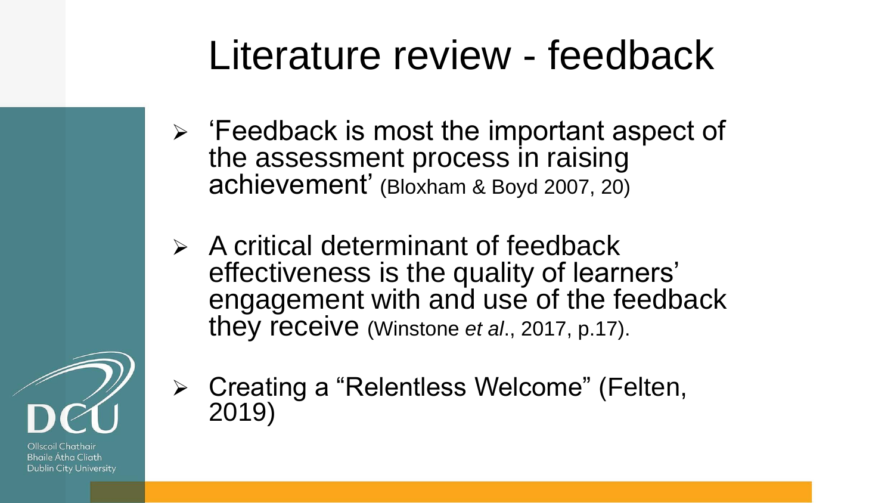# Literature review - feedback

- 'Feedback is most the important aspect of the assessment process in raising achievement' (Bloxham & Boyd 2007, 20)
- A critical determinant of feedback effectiveness is the quality of learners' engagement with and use of the feedback they receive (Winstone *et al*., 2017, p.17).
- Creating a "Relentless Welcome" (Felten, 2019)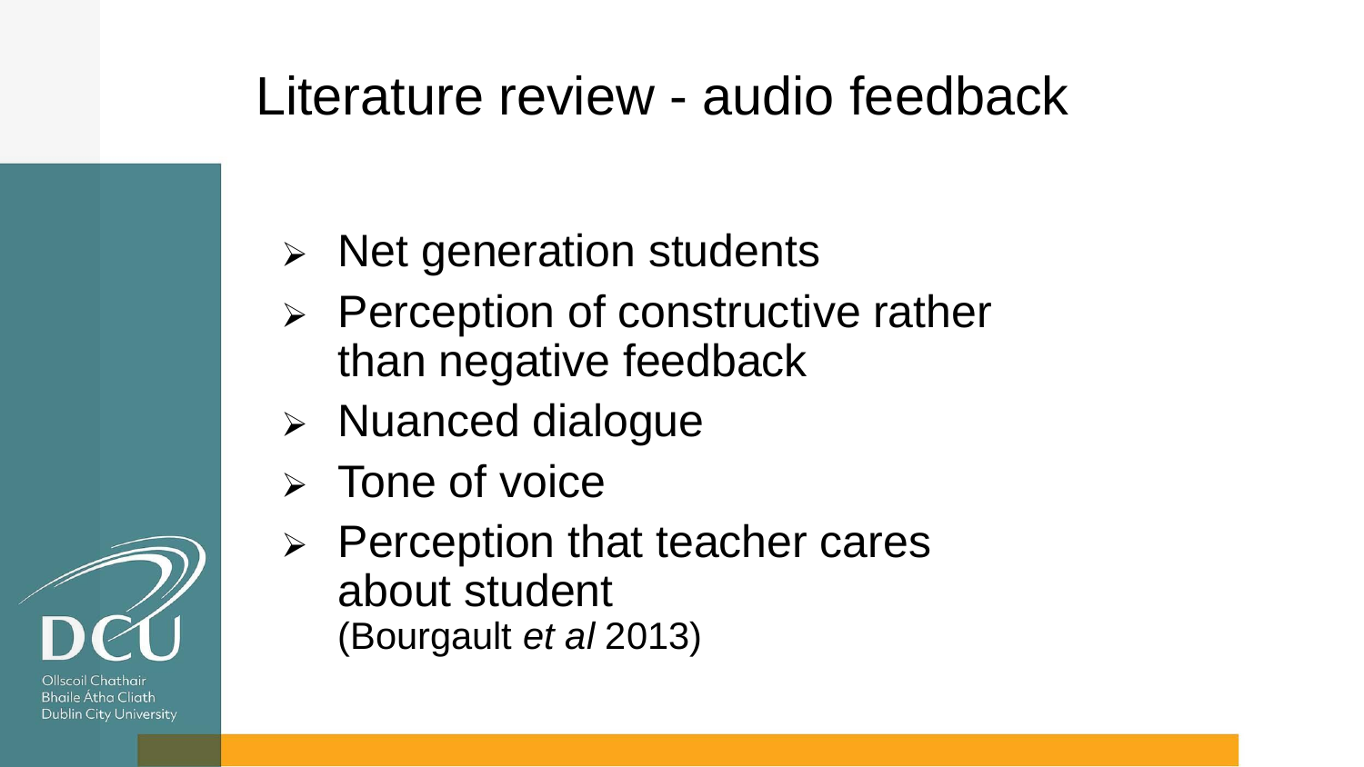# Literature review - audio feedback

- Net generation students
- Perception of constructive rather than negative feedback
- Nuanced dialogue
- Tone of voice
- Perception that teacher cares about student
  (Bourgault *et al* 2013)

Ollscoil Chathair Bhaile Átha Cliath
Dublin City University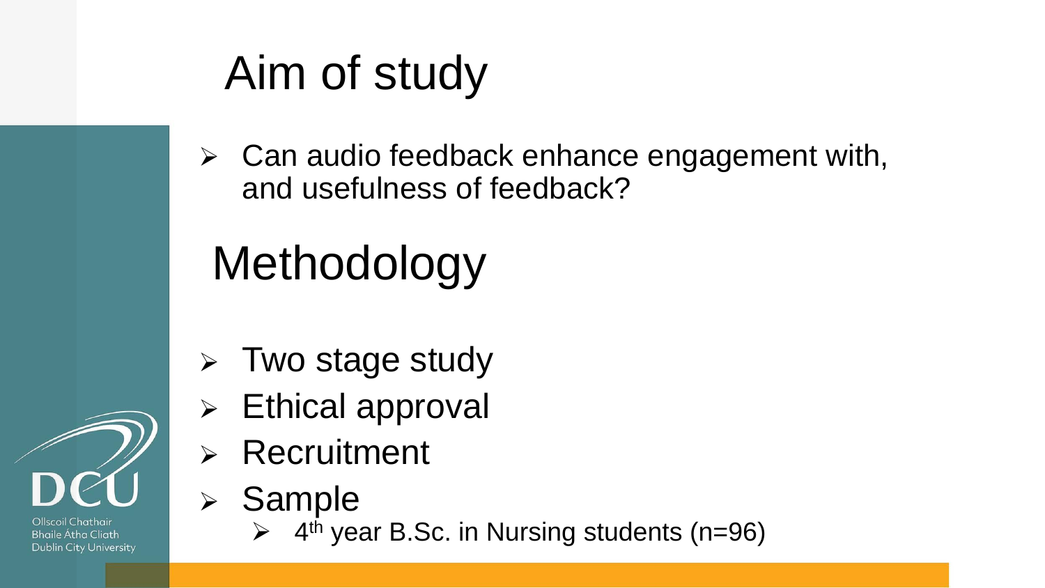# Aim of study

- Can audio feedback enhance engagement with, and usefulness of feedback?

# Methodology

- Two stage study
- Ethical approval
- Recruitment
- Sample
  - 4th year B.Sc. in Nursing students (n=96)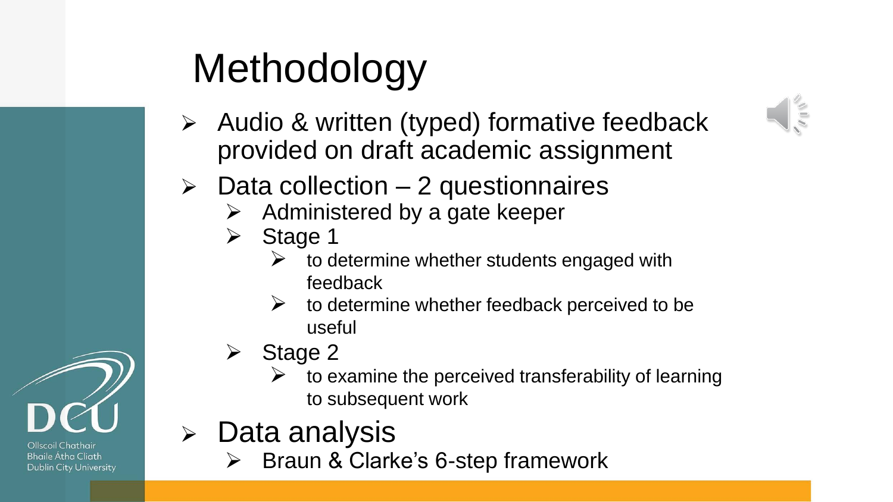# Methodology

- Audio & written (typed) formative feedback provided on draft academic assignment
- Data collection – 2 questionnaires
  - Administered by a gate keeper
  - Stage 1
    - to determine whether students engaged with feedback
    - to determine whether feedback perceived to be useful
  - Stage 2
    - to examine the perceived transferability of learning to subsequent work
- Data analysis
  - Braun & Clarke's 6-step framework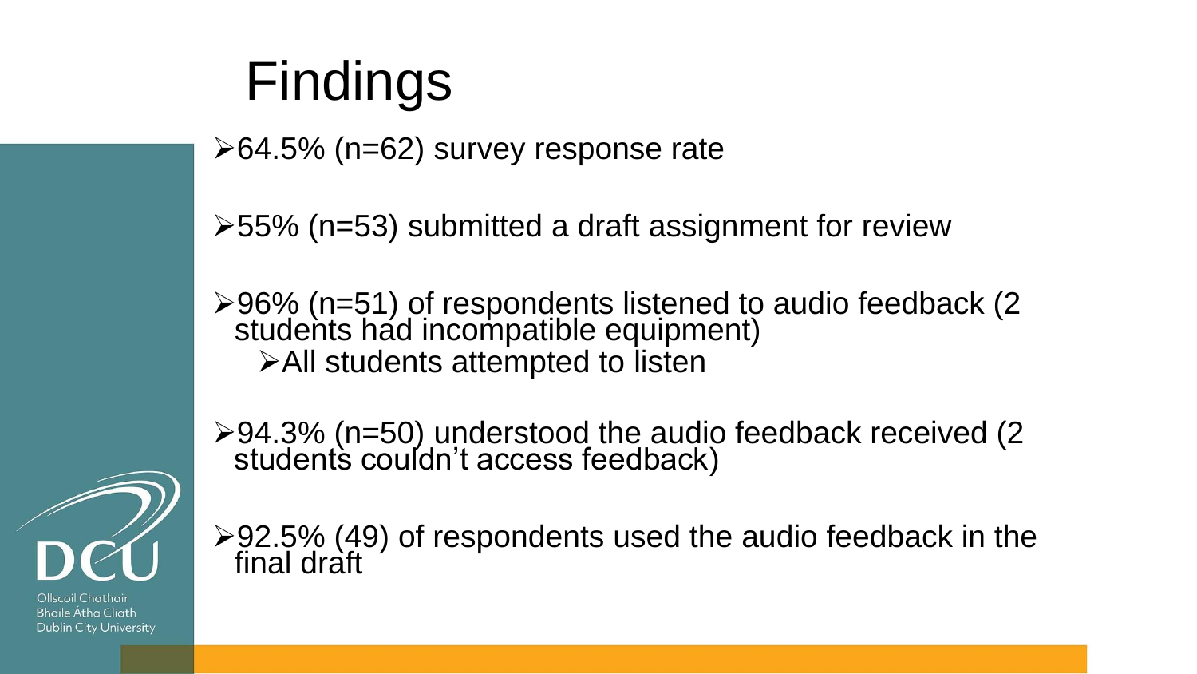# Findings

- 64.5% (n=62) survey response rate
- 55% (n=53) submitted a draft assignment for review
- 96% (n=51) of respondents listened to audio feedback (2 students had incompatible equipment)
  - All students attempted to listen
- 94.3% (n=50) understood the audio feedback received (2 students couldn't access feedback)
- 92.5% (49) of respondents used the audio feedback in the final draft

Ollscoil Chathair Bhaile Átha Cliath
Dublin City University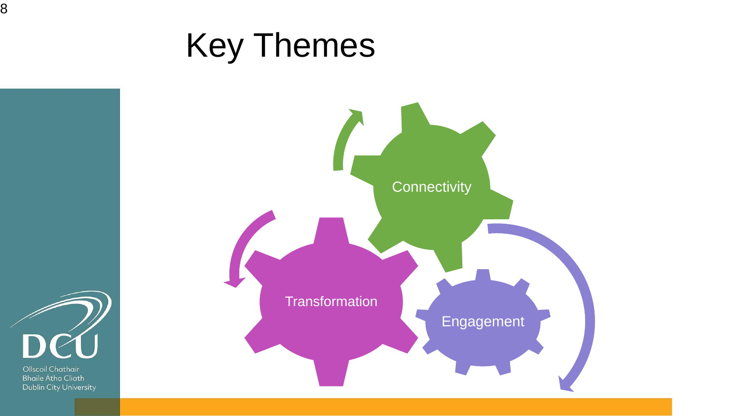# Key Themes

Connectivity

Transformation

Engagement

Ollscoil Chathair Bhaile Átha Cliath
Dublin City University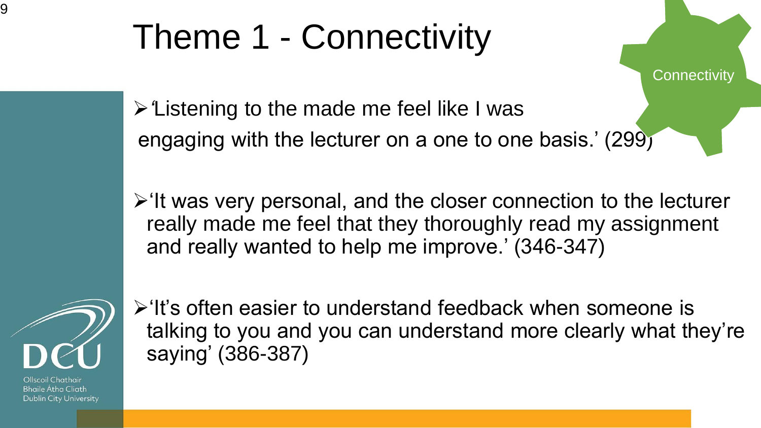# Theme 1 - Connectivity

Connectivity

- 'Listening to the made me feel like I was engaging with the lecturer on a one to one basis.' (299)

- 'It was very personal, and the closer connection to the lecturer really made me feel that they thoroughly read my assignment and really wanted to help me improve.' (346-347)

- 'It's often easier to understand feedback when someone is talking to you and you can understand more clearly what they're saying' (386-387)

Ollscoil Chathair Bhaile Átha Cliath
Dublin City University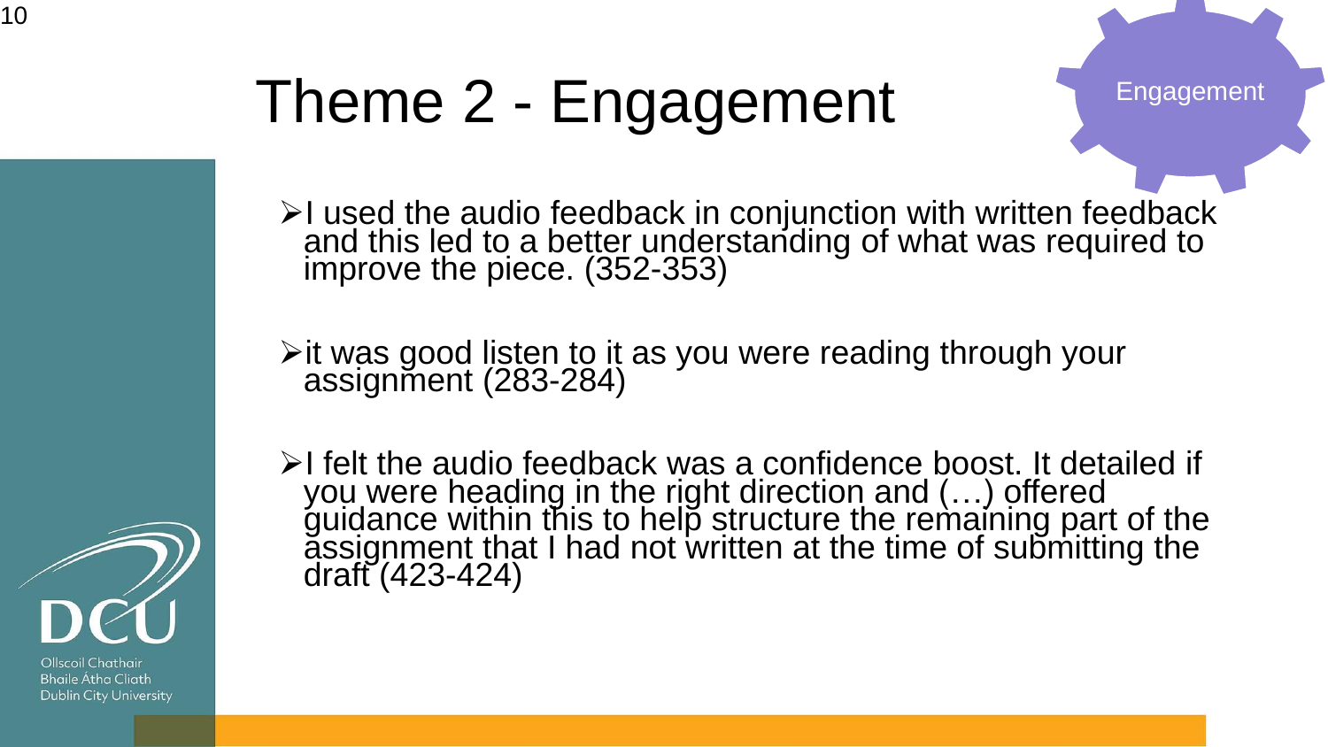# Theme 2 - Engagement

Engagement

- I used the audio feedback in conjunction with written feedback and this led to a better understanding of what was required to improve the piece. (352-353)

- it was good listen to it as you were reading through your assignment (283-284)

- I felt the audio feedback was a confidence boost. It detailed if you were heading in the right direction and (…) offered guidance within this to help structure the remaining part of the assignment that I had not written at the time of submitting the draft (423-424)

Ollscoil Chathair Bhaile Átha Cliath
Dublin City University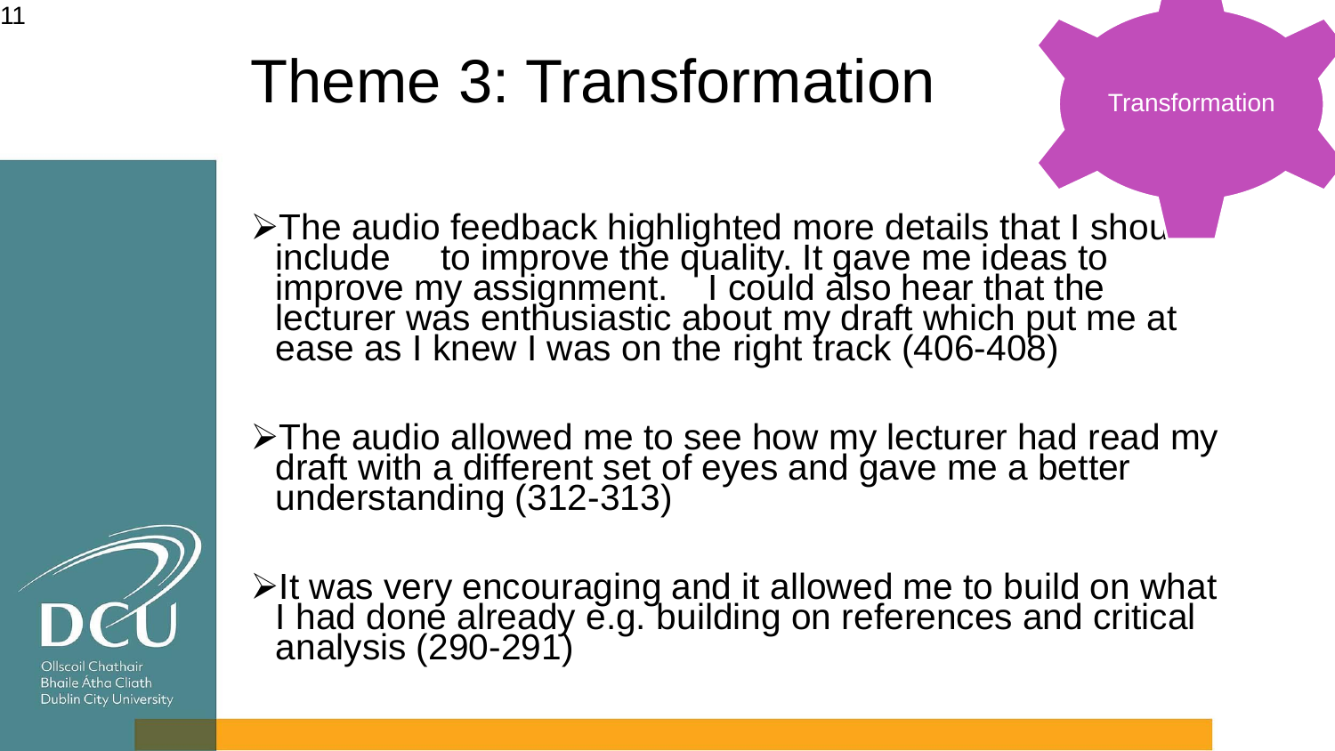# Theme 3: Transformation

Transformation

- The audio feedback highlighted more details that I should include to improve the quality. It gave me ideas to improve my assignment. I could also hear that the lecturer was enthusiastic about my draft which put me at ease as I knew I was on the right track (406-408)

- The audio allowed me to see how my lecturer had read my draft with a different set of eyes and gave me a better understanding (312-313)

- It was very encouraging and it allowed me to build on what I had done already e.g. building on references and critical analysis (290-291)

Ollscoil Chathair Bhaile Átha Cliath
Dublin City University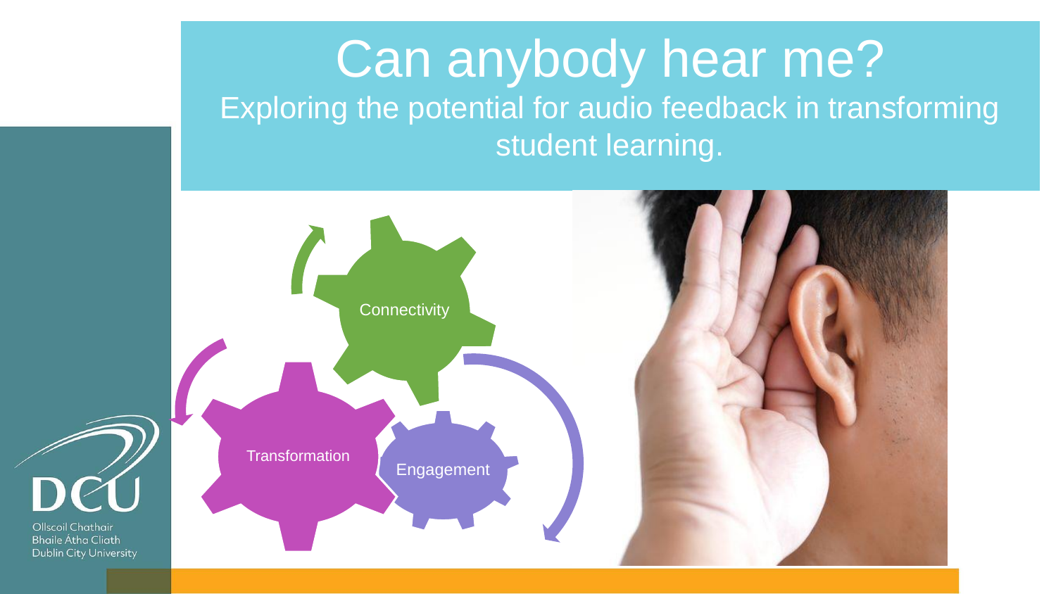# Can anybody hear me?

## Exploring the potential for audio feedback in transforming student learning.

Connectivity

Transformation

Engagement

Ollscoil Chathair Bhaile Átha Cliath
Dublin City University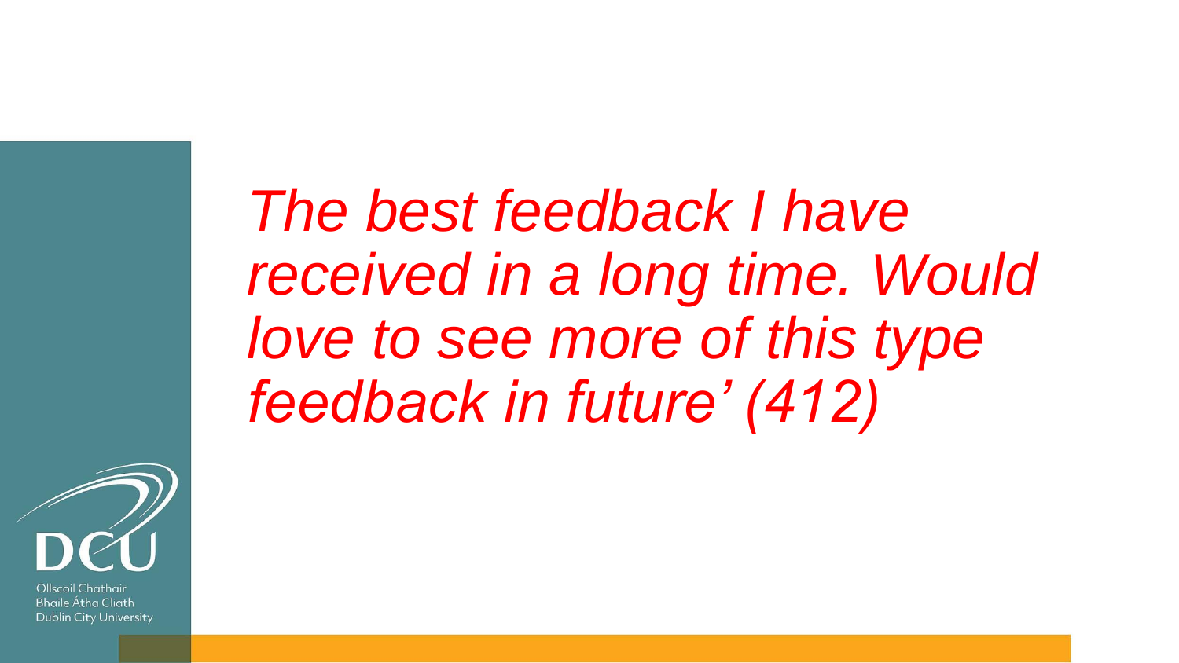*The best feedback I have received in a long time. Would love to see more of this type feedback in future' (412)*

Ollscoil Chathair Bhaile Átha Cliath
Dublin City University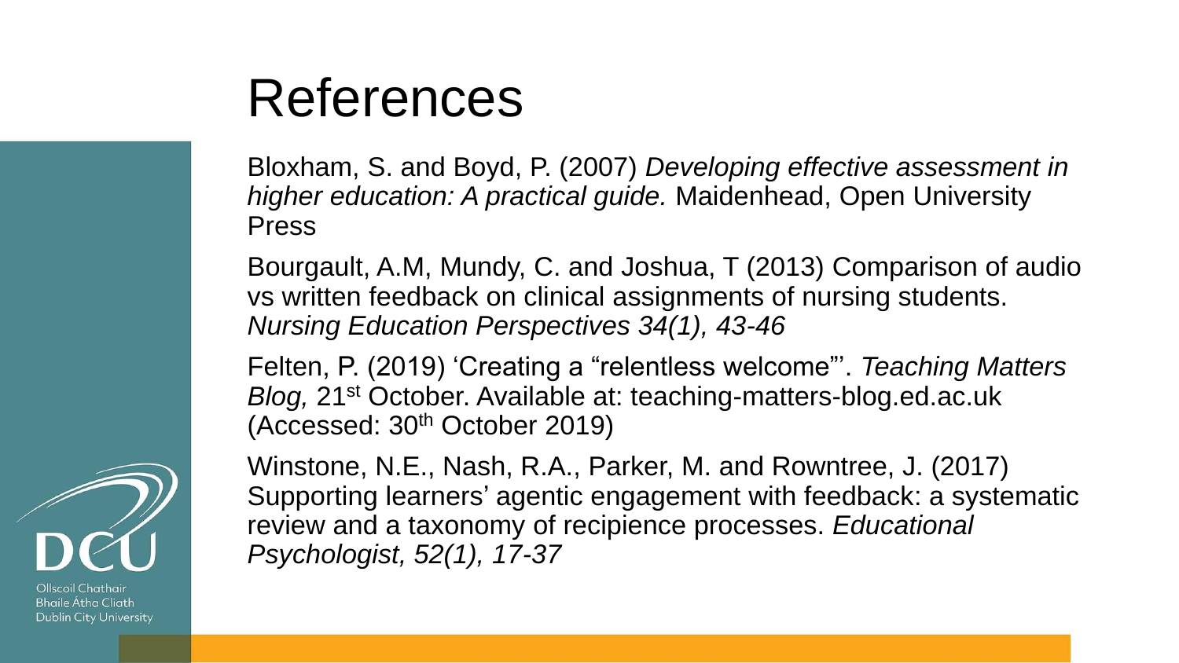# References

Bloxham, S. and Boyd, P. (2007) *Developing effective assessment in higher education: A practical guide.* Maidenhead, Open University Press

Bourgault, A.M, Mundy, C. and Joshua, T (2013) Comparison of audio vs written feedback on clinical assignments of nursing students. *Nursing Education Perspectives 34(1), 43-46*

Felten, P. (2019) 'Creating a "relentless welcome"'. *Teaching Matters Blog,* 21st October. Available at: teaching-matters-blog.ed.ac.uk (Accessed: 30th October 2019)

Winstone, N.E., Nash, R.A., Parker, M. and Rowntree, J. (2017) Supporting learners' agentic engagement with feedback: a systematic review and a taxonomy of recipience processes. *Educational Psychologist, 52(1), 17-37*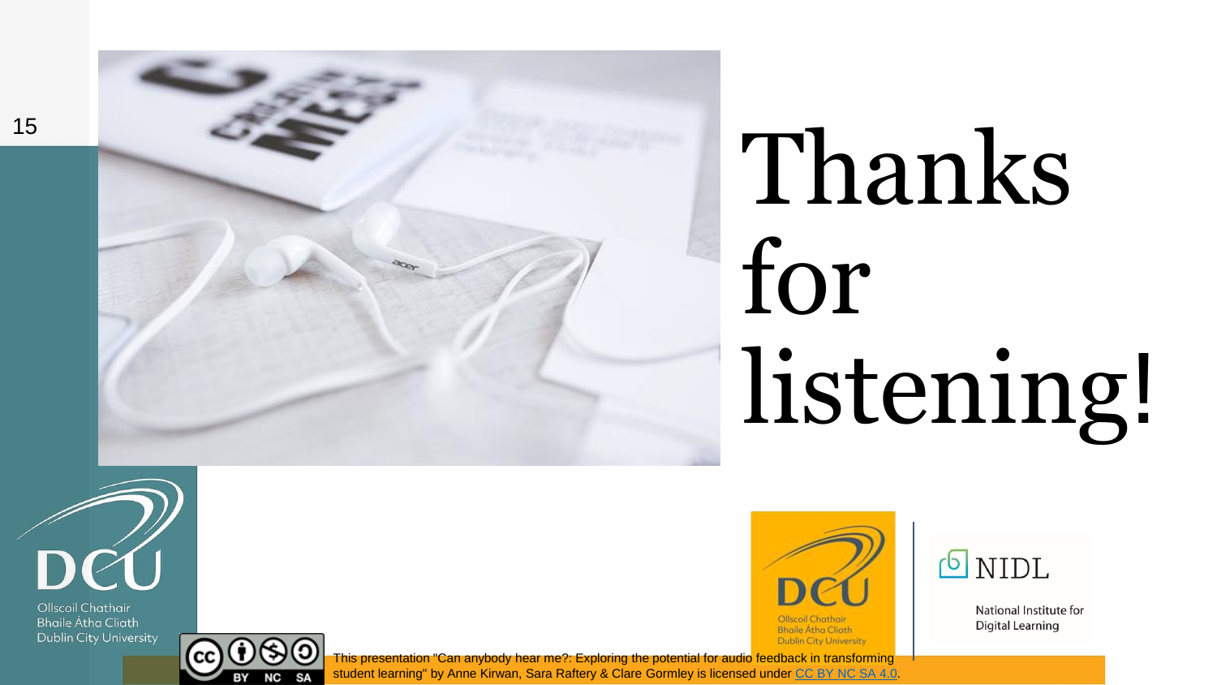# Thanks for listening!

Ollscoil Chathair Bhaile Átha Cliath
Dublin City University

Ollscoil Chathair Bhaile Átha Cliath
Dublin City University

NIDL
National Institute for Digital Learning

This presentation "Can anybody hear me?: Exploring the potential for audio feedback in transforming student learning" by Anne Kirwan, Sara Raftery & Clare Gormley is licensed under CC BY NC SA 4.0.